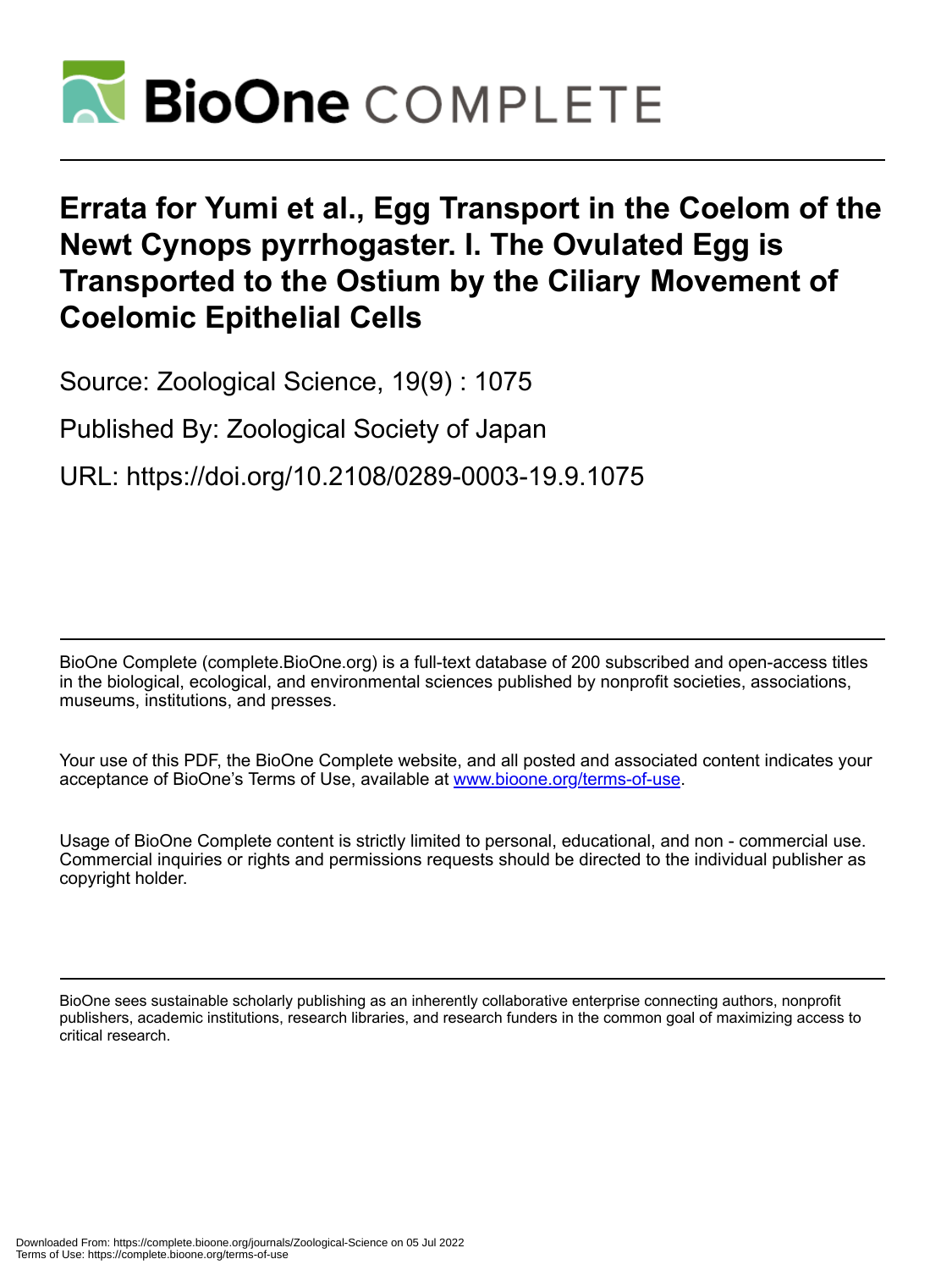# Errata for Yumi et al., Egg Transport in the Coelom of the Newt Cynops pyrrhogaster. I. The Ovulated Egg is Transported to the Ostium by the Ciliary Movement of Coelomic Epithelial Cells

Source: Zoological Science, 19(9) : 1075

Published By: Zoological Society of Japan

URL: https://doi.org/10.2108/0289-0003-19.9.1075

---

BioOne Complete (complete.BioOne.org) is a full-text database of 200 subscribed and open-access titles in the biological, ecological, and environmental sciences published by nonprofit societies, associations, museums, institutions, and presses.

Your use of this PDF, the BioOne Complete website, and all posted and associated content indicates your acceptance of BioOne's Terms of Use, available at www.bioone.org/terms-of-use.

Usage of BioOne Complete content is strictly limited to personal, educational, and non - commercial use. Commercial inquiries or rights and permissions requests should be directed to the individual publisher as copyright holder.

---

BioOne sees sustainable scholarly publishing as an inherently collaborative enterprise connecting authors, nonprofit publishers, academic institutions, research libraries, and research funders in the common goal of maximizing access to critical research.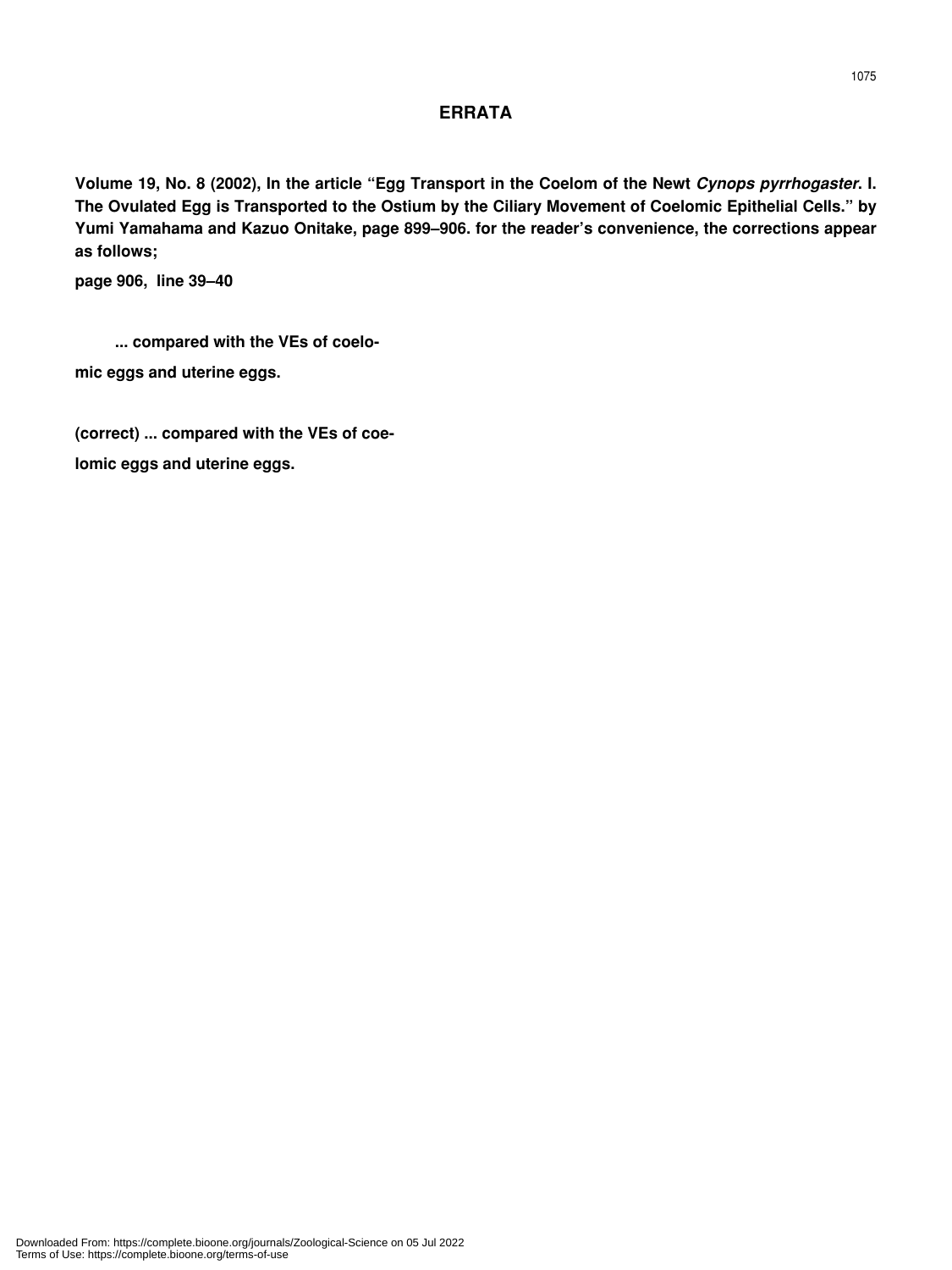# ERRATA

**Volume 19, No. 8 (2002), In the article "Egg Transport in the Coelom of the Newt *Cynops pyrrhogaster*. I. The Ovulated Egg is Transported to the Ostium by the Ciliary Movement of Coelomic Epithelial Cells." by Yumi Yamahama and Kazuo Onitake, page 899–906. for the reader's convenience, the corrections appear as follows;**

**page 906, line 39–40**

**... compared with the VEs of coelo-**

**mic eggs and uterine eggs.**

**(correct) ... compared with the VEs of coe-**

**lomic eggs and uterine eggs.**

Downloaded From: https://complete.bioone.org/journals/Zoological-Science on 05 Jul 2022
Terms of Use: https://complete.bioone.org/terms-of-use